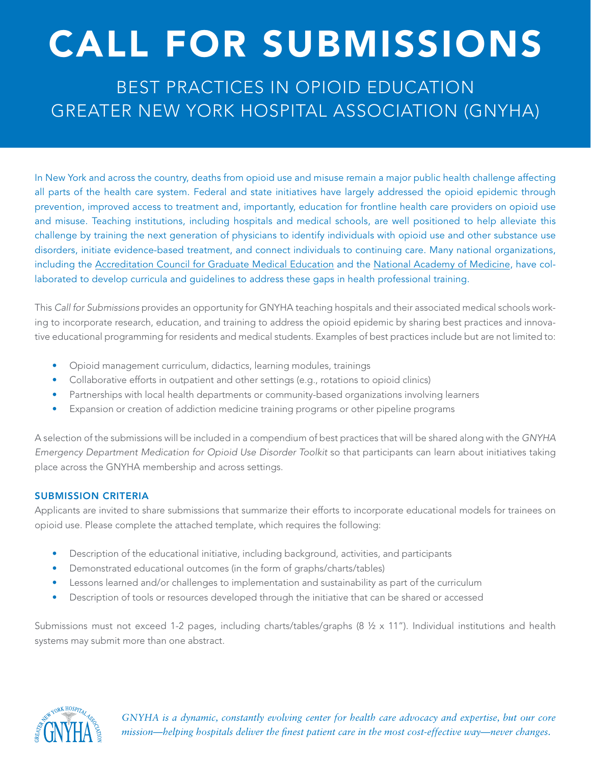# CALL FOR SUBMISSIONS

## BEST PRACTICES IN OPIOID EDUCATION
## GREATER NEW YORK HOSPITAL ASSOCIATION (GNYHA)

In New York and across the country, deaths from opioid use and misuse remain a major public health challenge affecting all parts of the health care system. Federal and state initiatives have largely addressed the opioid epidemic through prevention, improved access to treatment and, importantly, education for frontline health care providers on opioid use and misuse. Teaching institutions, including hospitals and medical schools, are well positioned to help alleviate this challenge by training the next generation of physicians to identify individuals with opioid use and other substance use disorders, initiate evidence-based treatment, and connect individuals to continuing care. Many national organizations, including the Accreditation Council for Graduate Medical Education and the National Academy of Medicine, have collaborated to develop curricula and guidelines to address these gaps in health professional training.

This *Call for Submissions* provides an opportunity for GNYHA teaching hospitals and their associated medical schools working to incorporate research, education, and training to address the opioid epidemic by sharing best practices and innovative educational programming for residents and medical students. Examples of best practices include but are not limited to:

- Opioid management curriculum, didactics, learning modules, trainings
- Collaborative efforts in outpatient and other settings (e.g., rotations to opioid clinics)
- Partnerships with local health departments or community-based organizations involving learners
- Expansion or creation of addiction medicine training programs or other pipeline programs

A selection of the submissions will be included in a compendium of best practices that will be shared along with the *GNYHA Emergency Department Medication for Opioid Use Disorder Toolkit* so that participants can learn about initiatives taking place across the GNYHA membership and across settings.

### SUBMISSION CRITERIA

Applicants are invited to share submissions that summarize their efforts to incorporate educational models for trainees on opioid use. Please complete the attached template, which requires the following:

- Description of the educational initiative, including background, activities, and participants
- Demonstrated educational outcomes (in the form of graphs/charts/tables)
- Lessons learned and/or challenges to implementation and sustainability as part of the curriculum
- Description of tools or resources developed through the initiative that can be shared or accessed

Submissions must not exceed 1-2 pages, including charts/tables/graphs (8 ½ x 11"). Individual institutions and health systems may submit more than one abstract.

*GNYHA is a dynamic, constantly evolving center for health care advocacy and expertise, but our core mission—helping hospitals deliver the finest patient care in the most cost-effective way—never changes.*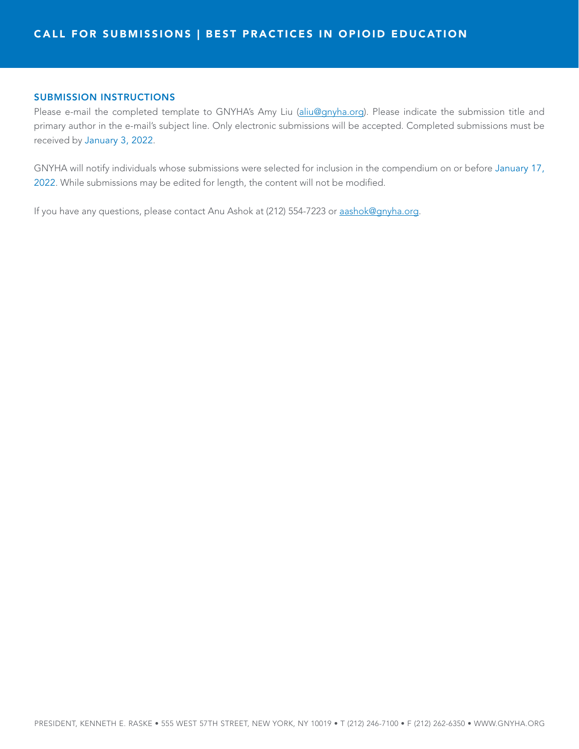## SUBMISSION INSTRUCTIONS

Please e-mail the completed template to GNYHA's Amy Liu (aliu@gnyha.org). Please indicate the submission title and primary author in the e-mail's subject line. Only electronic submissions will be accepted. Completed submissions must be received by January 3, 2022.

GNYHA will notify individuals whose submissions were selected for inclusion in the compendium on or before January 17, 2022. While submissions may be edited for length, the content will not be modified.

If you have any questions, please contact Anu Ashok at (212) 554-7223 or aashok@gnyha.org.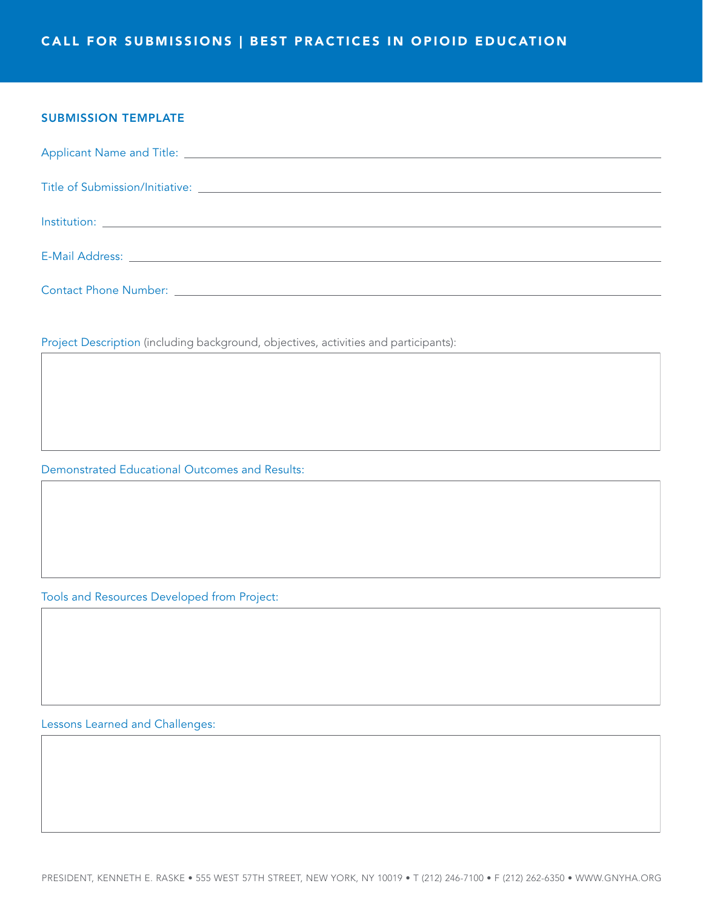# CALL FOR SUBMISSIONS | BEST PRACTICES IN OPIOID EDUCATION

## SUBMISSION TEMPLATE

Applicant Name and Title: ______________________________

Title of Submission/Initiative: ______________________________

Institution: ______________________________

E-Mail Address: ______________________________

Contact Phone Number: ______________________________

Project Description (including background, objectives, activities and participants):

Demonstrated Educational Outcomes and Results:

Tools and Resources Developed from Project:

Lessons Learned and Challenges:

PRESIDENT, KENNETH E. RASKE • 555 WEST 57TH STREET, NEW YORK, NY 10019 • T (212) 246-7100 • F (212) 262-6350 • WWW.GNYHA.ORG